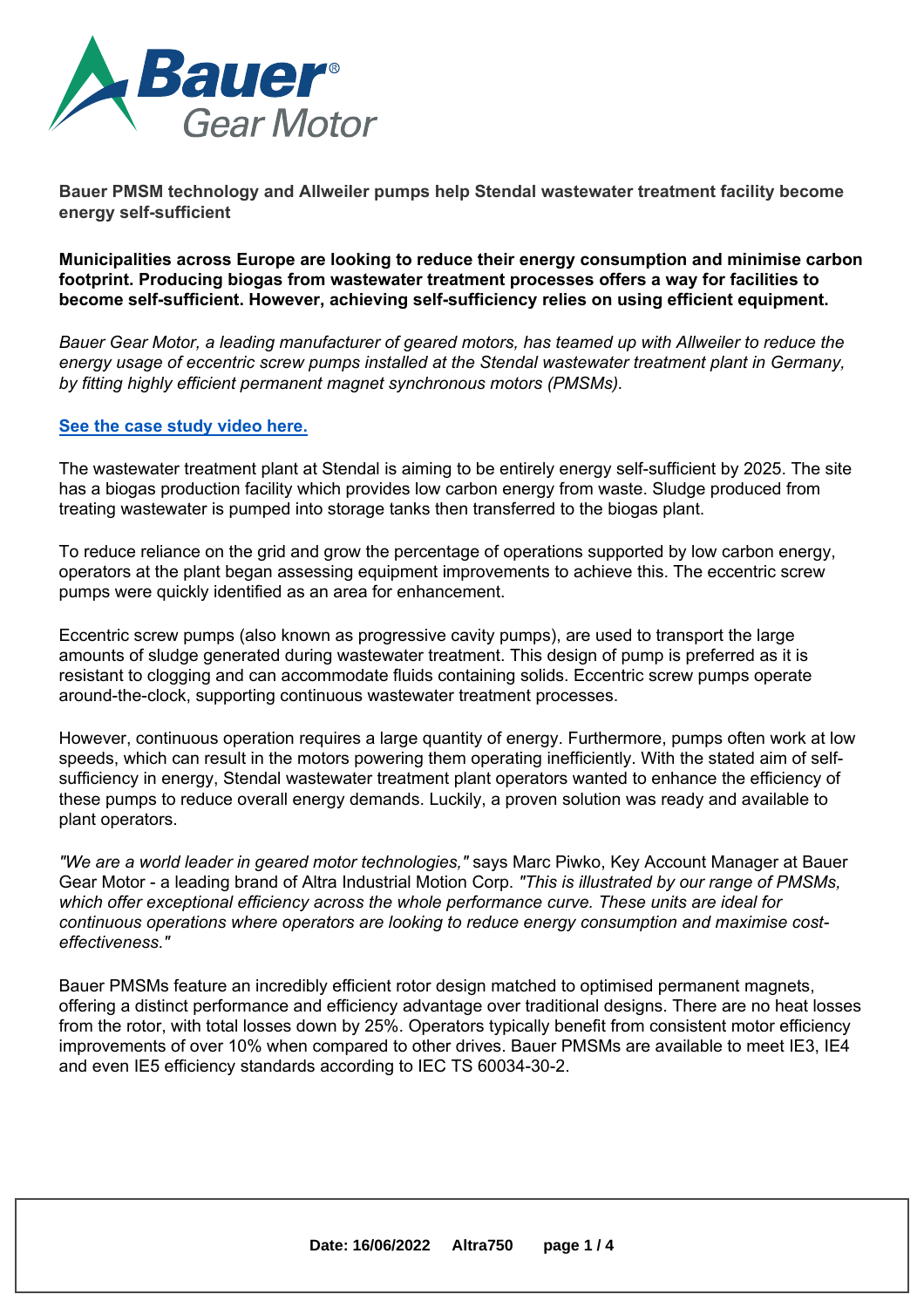# Bauer PMSM technology and Allweiler pumps help Stendal wastewater treatment facility become energy self-sufficient

**Municipalities across Europe are looking to reduce their energy consumption and minimise carbon footprint. Producing biogas from wastewater treatment processes offers a way for facilities to become self-sufficient. However, achieving self-sufficiency relies on using efficient equipment.**

*Bauer Gear Motor, a leading manufacturer of geared motors, has teamed up with Allweiler to reduce the energy usage of eccentric screw pumps installed at the Stendal wastewater treatment plant in Germany, by fitting highly efficient permanent magnet synchronous motors (PMSMs).*

**See the case study video here.**

The wastewater treatment plant at Stendal is aiming to be entirely energy self-sufficient by 2025. The site has a biogas production facility which provides low carbon energy from waste. Sludge produced from treating wastewater is pumped into storage tanks then transferred to the biogas plant.

To reduce reliance on the grid and grow the percentage of operations supported by low carbon energy, operators at the plant began assessing equipment improvements to achieve this. The eccentric screw pumps were quickly identified as an area for enhancement.

Eccentric screw pumps (also known as progressive cavity pumps), are used to transport the large amounts of sludge generated during wastewater treatment. This design of pump is preferred as it is resistant to clogging and can accommodate fluids containing solids. Eccentric screw pumps operate around-the-clock, supporting continuous wastewater treatment processes.

However, continuous operation requires a large quantity of energy. Furthermore, pumps often work at low speeds, which can result in the motors powering them operating inefficiently. With the stated aim of self-sufficiency in energy, Stendal wastewater treatment plant operators wanted to enhance the efficiency of these pumps to reduce overall energy demands. Luckily, a proven solution was ready and available to plant operators.

*"We are a world leader in geared motor technologies,"* says Marc Piwko, Key Account Manager at Bauer Gear Motor - a leading brand of Altra Industrial Motion Corp. *"This is illustrated by our range of PMSMs, which offer exceptional efficiency across the whole performance curve. These units are ideal for continuous operations where operators are looking to reduce energy consumption and maximise cost-effectiveness."*

Bauer PMSMs feature an incredibly efficient rotor design matched to optimised permanent magnets, offering a distinct performance and efficiency advantage over traditional designs. There are no heat losses from the rotor, with total losses down by 25%. Operators typically benefit from consistent motor efficiency improvements of over 10% when compared to other drives. Bauer PMSMs are available to meet IE3, IE4 and even IE5 efficiency standards according to IEC TS 60034-30-2.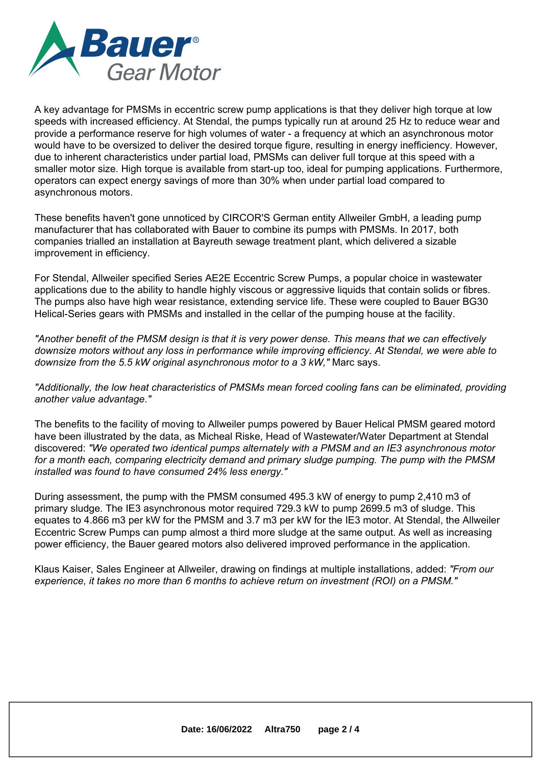A key advantage for PMSMs in eccentric screw pump applications is that they deliver high torque at low speeds with increased efficiency. At Stendal, the pumps typically run at around 25 Hz to reduce wear and provide a performance reserve for high volumes of water - a frequency at which an asynchronous motor would have to be oversized to deliver the desired torque figure, resulting in energy inefficiency. However, due to inherent characteristics under partial load, PMSMs can deliver full torque at this speed with a smaller motor size. High torque is available from start-up too, ideal for pumping applications. Furthermore, operators can expect energy savings of more than 30% when under partial load compared to asynchronous motors.

These benefits haven't gone unnoticed by CIRCOR'S German entity Allweiler GmbH, a leading pump manufacturer that has collaborated with Bauer to combine its pumps with PMSMs. In 2017, both companies trialled an installation at Bayreuth sewage treatment plant, which delivered a sizable improvement in efficiency.

For Stendal, Allweiler specified Series AE2E Eccentric Screw Pumps, a popular choice in wastewater applications due to the ability to handle highly viscous or aggressive liquids that contain solids or fibres. The pumps also have high wear resistance, extending service life. These were coupled to Bauer BG30 Helical-Series gears with PMSMs and installed in the cellar of the pumping house at the facility.

*"Another benefit of the PMSM design is that it is very power dense. This means that we can effectively downsize motors without any loss in performance while improving efficiency. At Stendal, we were able to downsize from the 5.5 kW original asynchronous motor to a 3 kW,"* Marc says.

*"Additionally, the low heat characteristics of PMSMs mean forced cooling fans can be eliminated, providing another value advantage."*

The benefits to the facility of moving to Allweiler pumps powered by Bauer Helical PMSM geared motord have been illustrated by the data, as Micheal Riske, Head of Wastewater/Water Department at Stendal discovered: *"We operated two identical pumps alternately with a PMSM and an IE3 asynchronous motor for a month each, comparing electricity demand and primary sludge pumping. The pump with the PMSM installed was found to have consumed 24% less energy."*

During assessment, the pump with the PMSM consumed 495.3 kW of energy to pump 2,410 m3 of primary sludge. The IE3 asynchronous motor required 729.3 kW to pump 2699.5 m3 of sludge. This equates to 4.866 m3 per kW for the PMSM and 3.7 m3 per kW for the IE3 motor. At Stendal, the Allweiler Eccentric Screw Pumps can pump almost a third more sludge at the same output. As well as increasing power efficiency, the Bauer geared motors also delivered improved performance in the application.

Klaus Kaiser, Sales Engineer at Allweiler, drawing on findings at multiple installations, added: *"From our experience, it takes no more than 6 months to achieve return on investment (ROI) on a PMSM."*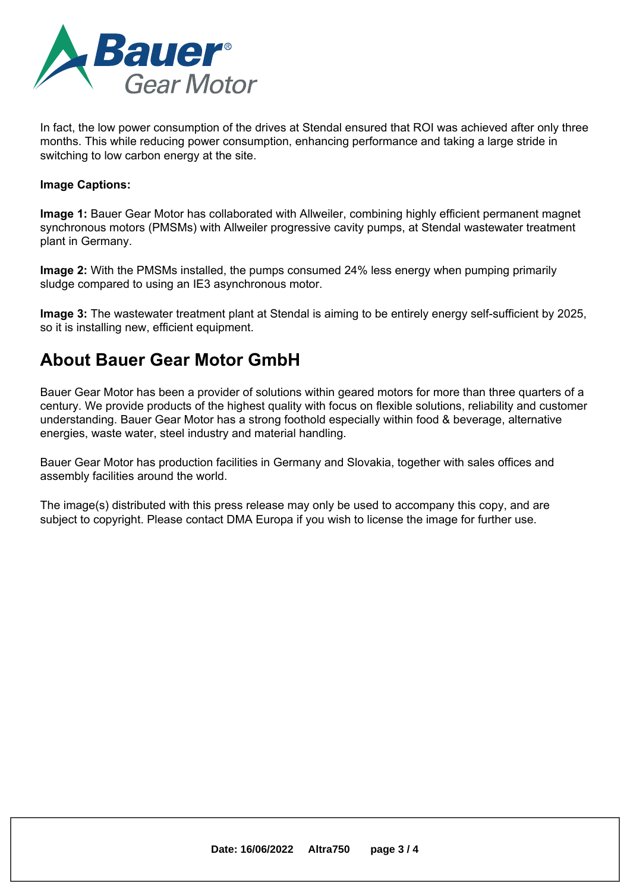In fact, the low power consumption of the drives at Stendal ensured that ROI was achieved after only three months. This while reducing power consumption, enhancing performance and taking a large stride in switching to low carbon energy at the site.

**Image Captions:**

**Image 1:** Bauer Gear Motor has collaborated with Allweiler, combining highly efficient permanent magnet synchronous motors (PMSMs) with Allweiler progressive cavity pumps, at Stendal wastewater treatment plant in Germany.

**Image 2:** With the PMSMs installed, the pumps consumed 24% less energy when pumping primarily sludge compared to using an IE3 asynchronous motor.

**Image 3:** The wastewater treatment plant at Stendal is aiming to be entirely energy self-sufficient by 2025, so it is installing new, efficient equipment.

## About Bauer Gear Motor GmbH

Bauer Gear Motor has been a provider of solutions within geared motors for more than three quarters of a century. We provide products of the highest quality with focus on flexible solutions, reliability and customer understanding. Bauer Gear Motor has a strong foothold especially within food & beverage, alternative energies, waste water, steel industry and material handling.

Bauer Gear Motor has production facilities in Germany and Slovakia, together with sales offices and assembly facilities around the world.

The image(s) distributed with this press release may only be used to accompany this copy, and are subject to copyright. Please contact DMA Europa if you wish to license the image for further use.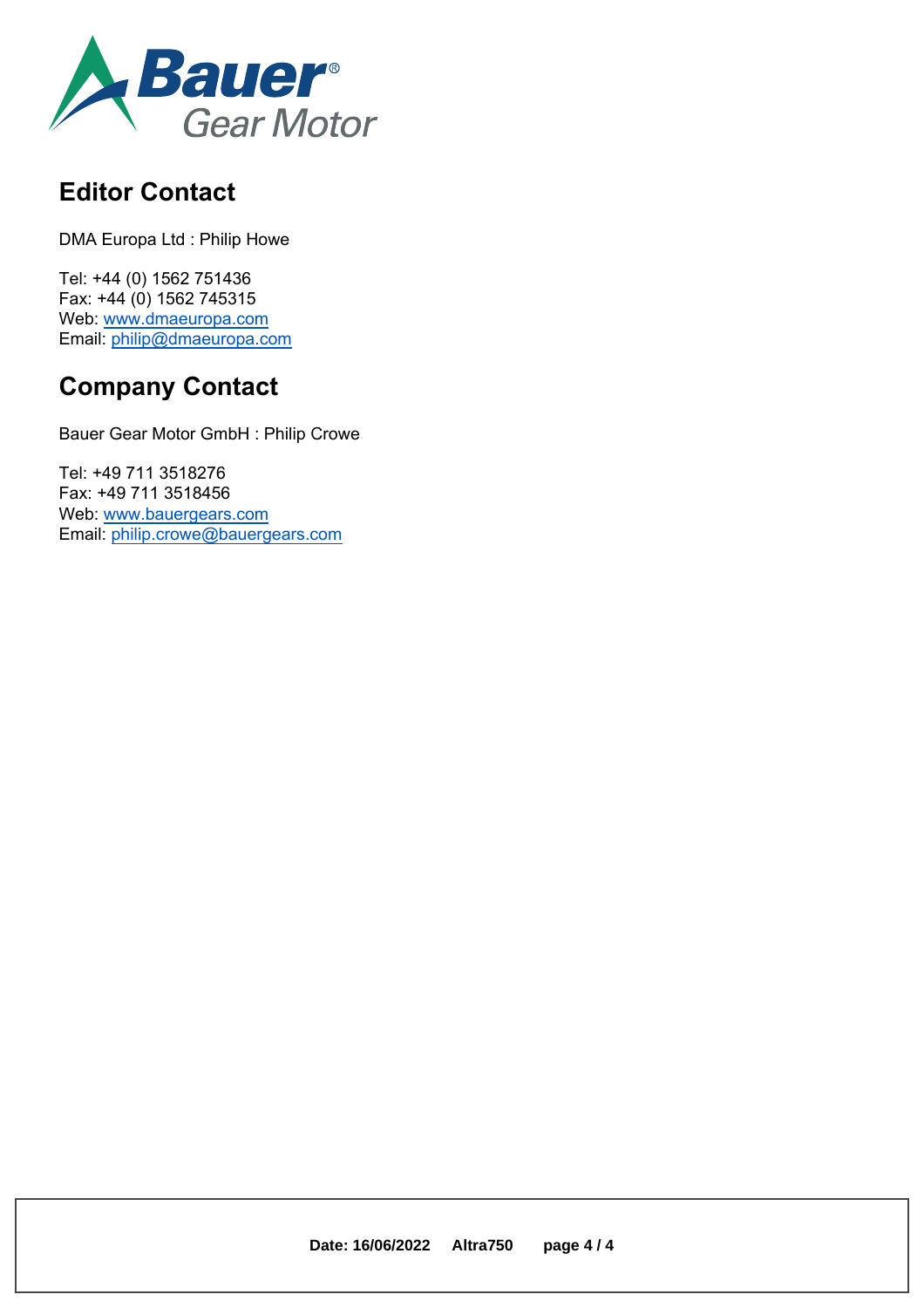## Editor Contact

DMA Europa Ltd : Philip Howe

Tel: +44 (0) 1562 751436
Fax: +44 (0) 1562 745315
Web: www.dmaeuropa.com
Email: philip@dmaeuropa.com

## Company Contact

Bauer Gear Motor GmbH : Philip Crowe

Tel: +49 711 3518276
Fax: +49 711 3518456
Web: www.bauergears.com
Email: philip.crowe@bauergears.com